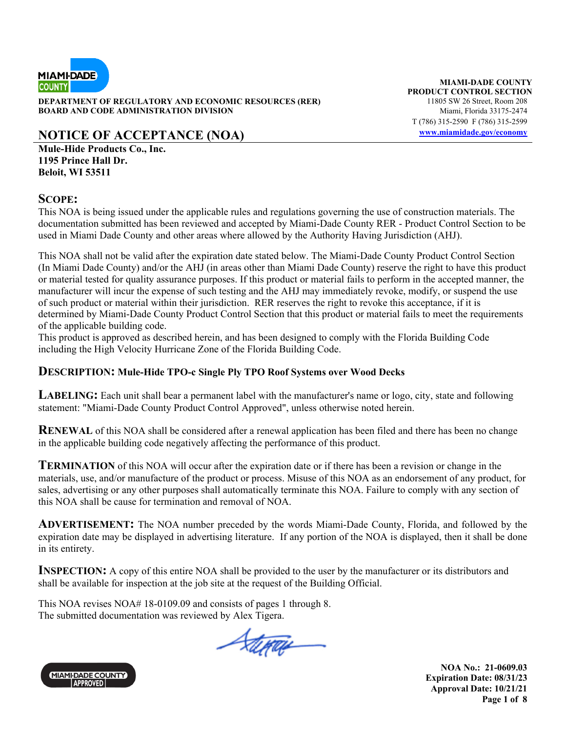DEPARTMENT OF REGULATORY AND ECONOMIC RESOURCES (RER)
BOARD AND CODE ADMINISTRATION DIVISION

**MIAMI-DADE COUNTY**
**PRODUCT CONTROL SECTION**
11805 SW 26 Street, Room 208
Miami, Florida 33175-2474
T (786) 315-2590 F (786) 315-2599
www.miamidade.gov/economy

# NOTICE OF ACCEPTANCE (NOA)

**Mule-Hide Products Co., Inc.**
**1195 Prince Hall Dr.**
**Beloit, WI 53511**

## SCOPE:

This NOA is being issued under the applicable rules and regulations governing the use of construction materials. The documentation submitted has been reviewed and accepted by Miami-Dade County RER - Product Control Section to be used in Miami Dade County and other areas where allowed by the Authority Having Jurisdiction (AHJ).

This NOA shall not be valid after the expiration date stated below. The Miami-Dade County Product Control Section (In Miami Dade County) and/or the AHJ (in areas other than Miami Dade County) reserve the right to have this product or material tested for quality assurance purposes. If this product or material fails to perform in the accepted manner, the manufacturer will incur the expense of such testing and the AHJ may immediately revoke, modify, or suspend the use of such product or material within their jurisdiction. RER reserves the right to revoke this acceptance, if it is determined by Miami-Dade County Product Control Section that this product or material fails to meet the requirements of the applicable building code.
This product is approved as described herein, and has been designed to comply with the Florida Building Code including the High Velocity Hurricane Zone of the Florida Building Code.

**DESCRIPTION: Mule-Hide TPO-c Single Ply TPO Roof Systems over Wood Decks**

**LABELING:** Each unit shall bear a permanent label with the manufacturer's name or logo, city, state and following statement: "Miami-Dade County Product Control Approved", unless otherwise noted herein.

**RENEWAL** of this NOA shall be considered after a renewal application has been filed and there has been no change in the applicable building code negatively affecting the performance of this product.

**TERMINATION** of this NOA will occur after the expiration date or if there has been a revision or change in the materials, use, and/or manufacture of the product or process. Misuse of this NOA as an endorsement of any product, for sales, advertising or any other purposes shall automatically terminate this NOA. Failure to comply with any section of this NOA shall be cause for termination and removal of NOA.

**ADVERTISEMENT:** The NOA number preceded by the words Miami-Dade County, Florida, and followed by the expiration date may be displayed in advertising literature. If any portion of the NOA is displayed, then it shall be done in its entirety.

**INSPECTION:** A copy of this entire NOA shall be provided to the user by the manufacturer or its distributors and shall be available for inspection at the job site at the request of the Building Official.

This NOA revises NOA# 18-0109.09 and consists of pages 1 through 8.
The submitted documentation was reviewed by Alex Tigera.

**NOA No.: 21-0609.03**
**Expiration Date: 08/31/23**
**Approval Date: 10/21/21**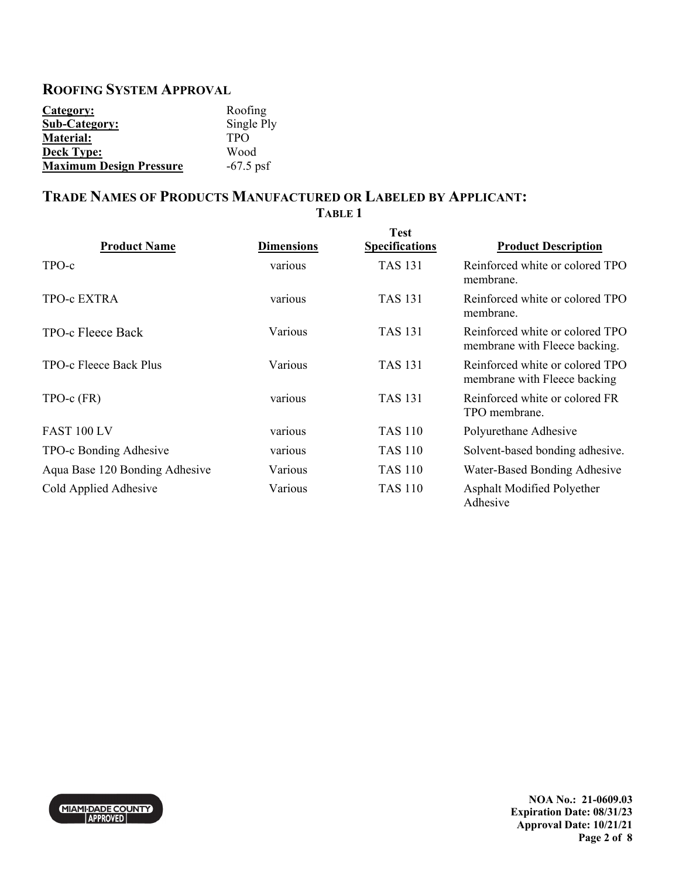## ROOFING SYSTEM APPROVAL

| | |
|---|---|
| **Category:** | Roofing |
| **Sub-Category:** | Single Ply |
| **Material:** | TPO |
| **Deck Type:** | Wood |
| **Maximum Design Pressure** | -67.5 psf |

## TRADE NAMES OF PRODUCTS MANUFACTURED OR LABELED BY APPLICANT:

**TABLE 1**

| Product Name | Dimensions | Test Specifications | Product Description |
|---|---|---|---|
| TPO-c | various | TAS 131 | Reinforced white or colored TPO membrane. |
| TPO-c EXTRA | various | TAS 131 | Reinforced white or colored TPO membrane. |
| TPO-c Fleece Back | Various | TAS 131 | Reinforced white or colored TPO membrane with Fleece backing. |
| TPO-c Fleece Back Plus | Various | TAS 131 | Reinforced white or colored TPO membrane with Fleece backing |
| TPO-c (FR) | various | TAS 131 | Reinforced white or colored FR TPO membrane. |
| FAST 100 LV | various | TAS 110 | Polyurethane Adhesive |
| TPO-c Bonding Adhesive | various | TAS 110 | Solvent-based bonding adhesive. |
| Aqua Base 120 Bonding Adhesive | Various | TAS 110 | Water-Based Bonding Adhesive |
| Cold Applied Adhesive | Various | TAS 110 | Asphalt Modified Polyether Adhesive |

NOA No.: 21-0609.03
Expiration Date: 08/31/23
Approval Date: 10/21/21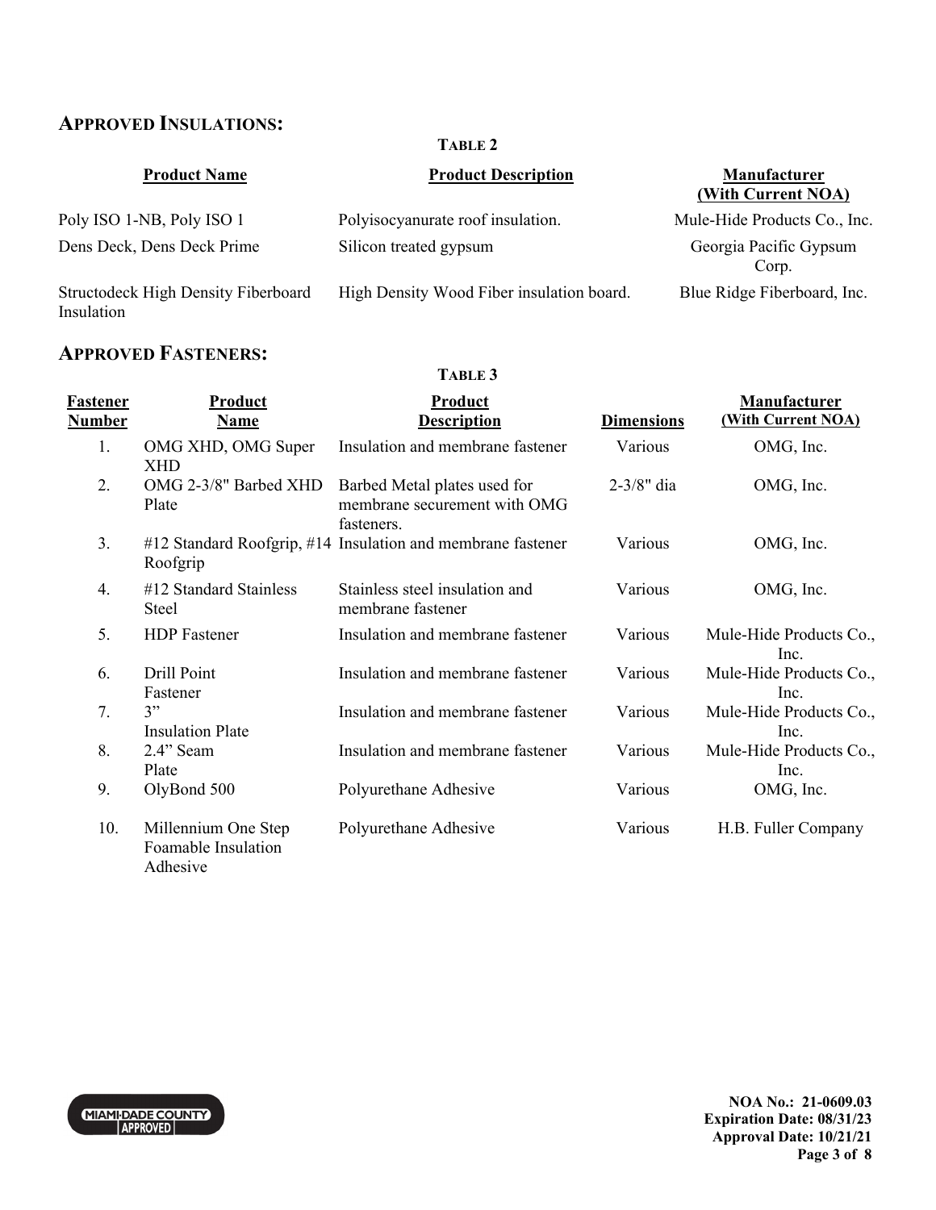## APPROVED INSULATIONS:

**TABLE 2**

| Product Name | Product Description | Manufacturer (With Current NOA) |
|---|---|---|
| Poly ISO 1-NB, Poly ISO 1 | Polyisocyanurate roof insulation. | Mule-Hide Products Co., Inc. |
| Dens Deck, Dens Deck Prime | Silicon treated gypsum | Georgia Pacific Gypsum Corp. |
| Structodeck High Density Fiberboard Insulation | High Density Wood Fiber insulation board. | Blue Ridge Fiberboard, Inc. |

## APPROVED FASTENERS:

**TABLE 3**

| Fastener Number | Product Name | Product Description | Dimensions | Manufacturer (With Current NOA) |
|---|---|---|---|---|
| 1. | OMG XHD, OMG Super XHD | Insulation and membrane fastener | Various | OMG, Inc. |
| 2. | OMG 2-3/8" Barbed XHD Plate | Barbed Metal plates used for membrane securement with OMG fasteners. | 2-3/8" dia | OMG, Inc. |
| 3. | #12 Standard Roofgrip, #14 Roofgrip | Insulation and membrane fastener | Various | OMG, Inc. |
| 4. | #12 Standard Stainless Steel | Stainless steel insulation and membrane fastener | Various | OMG, Inc. |
| 5. | HDP Fastener | Insulation and membrane fastener | Various | Mule-Hide Products Co., Inc. |
| 6. | Drill Point Fastener | Insulation and membrane fastener | Various | Mule-Hide Products Co., Inc. |
| 7. | 3" Insulation Plate | Insulation and membrane fastener | Various | Mule-Hide Products Co., Inc. |
| 8. | 2.4" Seam Plate | Insulation and membrane fastener | Various | Mule-Hide Products Co., Inc. |
| 9. | OlyBond 500 | Polyurethane Adhesive | Various | OMG, Inc. |
| 10. | Millennium One Step Foamable Insulation Adhesive | Polyurethane Adhesive | Various | H.B. Fuller Company |

NOA No.: 21-0609.03
Expiration Date: 08/31/23
Approval Date: 10/21/21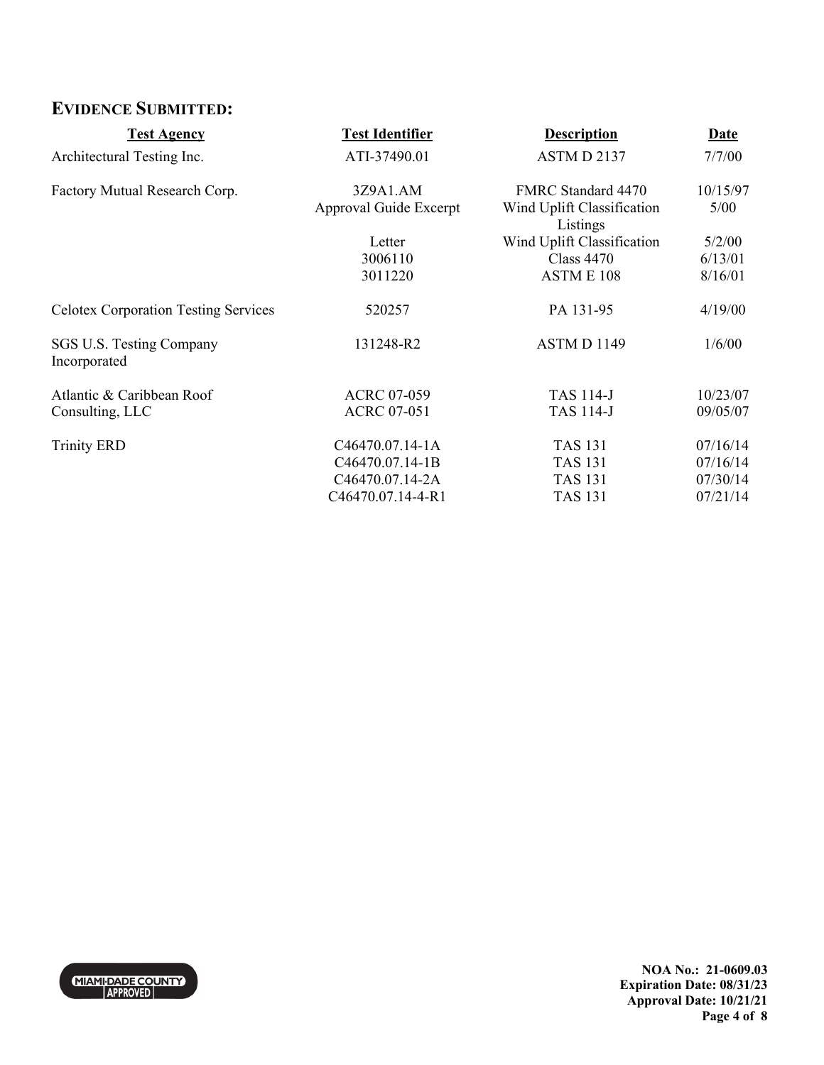## EVIDENCE SUBMITTED:

| Test Agency | Test Identifier | Description | Date |
| --- | --- | --- | --- |
| Architectural Testing Inc. | ATI-37490.01 | ASTM D 2137 | 7/7/00 |
| Factory Mutual Research Corp. | 3Z9A1.AM | FMRC Standard 4470 | 10/15/97 |
| | Approval Guide Excerpt | Wind Uplift Classification Listings | 5/00 |
| | Letter | Wind Uplift Classification | 5/2/00 |
| | 3006110 | Class 4470 | 6/13/01 |
| | 3011220 | ASTM E 108 | 8/16/01 |
| Celotex Corporation Testing Services | 520257 | PA 131-95 | 4/19/00 |
| SGS U.S. Testing Company Incorporated | 131248-R2 | ASTM D 1149 | 1/6/00 |
| Atlantic & Caribbean Roof Consulting, LLC | ACRC 07-059 | TAS 114-J | 10/23/07 |
| | ACRC 07-051 | TAS 114-J | 09/05/07 |
| Trinity ERD | C46470.07.14-1A | TAS 131 | 07/16/14 |
| | C46470.07.14-1B | TAS 131 | 07/16/14 |
| | C46470.07.14-2A | TAS 131 | 07/30/14 |
| | C46470.07.14-4-R1 | TAS 131 | 07/21/14 |

**NOA No.: 21-0609.03**
**Expiration Date: 08/31/23**
**Approval Date: 10/21/21**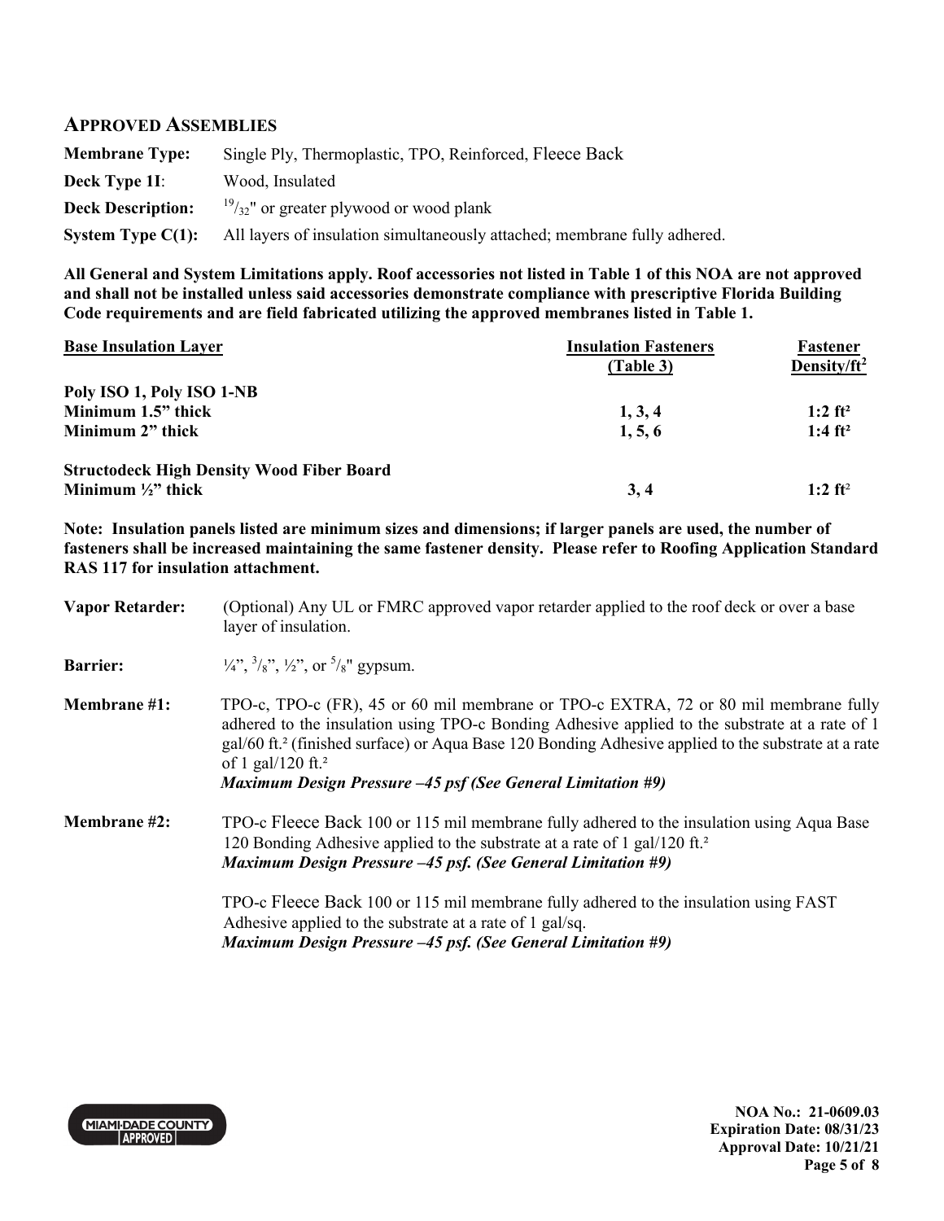## APPROVED ASSEMBLIES

**Membrane Type:** Single Ply, Thermoplastic, TPO, Reinforced, Fleece Back

**Deck Type 1I:** Wood, Insulated

**Deck Description:** $^{19}/_{32}$" or greater plywood or wood plank

**System Type C(1):** All layers of insulation simultaneously attached; membrane fully adhered.

**All General and System Limitations apply. Roof accessories not listed in Table 1 of this NOA are not approved and shall not be installed unless said accessories demonstrate compliance with prescriptive Florida Building Code requirements and are field fabricated utilizing the approved membranes listed in Table 1.**

| Base Insulation Layer | Insulation Fasteners (Table 3) | Fastener Density/ft² |
|---|---|---|
| **Poly ISO 1, Poly ISO 1-NB** | | |
| **Minimum 1.5" thick** | **1, 3, 4** | **1:2 ft²** |
| **Minimum 2" thick** | **1, 5, 6** | **1:4 ft²** |
| **Structodeck High Density Wood Fiber Board** | | |
| **Minimum ½" thick** | **3, 4** | **1:2 ft²** |

**Note: Insulation panels listed are minimum sizes and dimensions; if larger panels are used, the number of fasteners shall be increased maintaining the same fastener density. Please refer to Roofing Application Standard RAS 117 for insulation attachment.**

**Vapor Retarder:** (Optional) Any UL or FMRC approved vapor retarder applied to the roof deck or over a base layer of insulation.

**Barrier:** ¼", ⅜", ½", or ⅝" gypsum.

**Membrane #1:** TPO-c, TPO-c (FR), 45 or 60 mil membrane or TPO-c EXTRA, 72 or 80 mil membrane fully adhered to the insulation using TPO-c Bonding Adhesive applied to the substrate at a rate of 1 gal/60 ft.² (finished surface) or Aqua Base 120 Bonding Adhesive applied to the substrate at a rate of 1 gal/120 ft.²
***Maximum Design Pressure –45 psf (See General Limitation #9)***

**Membrane #2:** TPO-c Fleece Back 100 or 115 mil membrane fully adhered to the insulation using Aqua Base 120 Bonding Adhesive applied to the substrate at a rate of 1 gal/120 ft.²
***Maximum Design Pressure –45 psf. (See General Limitation #9)***

TPO-c Fleece Back 100 or 115 mil membrane fully adhered to the insulation using FAST Adhesive applied to the substrate at a rate of 1 gal/sq.
***Maximum Design Pressure –45 psf. (See General Limitation #9)***

**NOA No.: 21-0609.03**
**Expiration Date: 08/31/23**
**Approval Date: 10/21/21**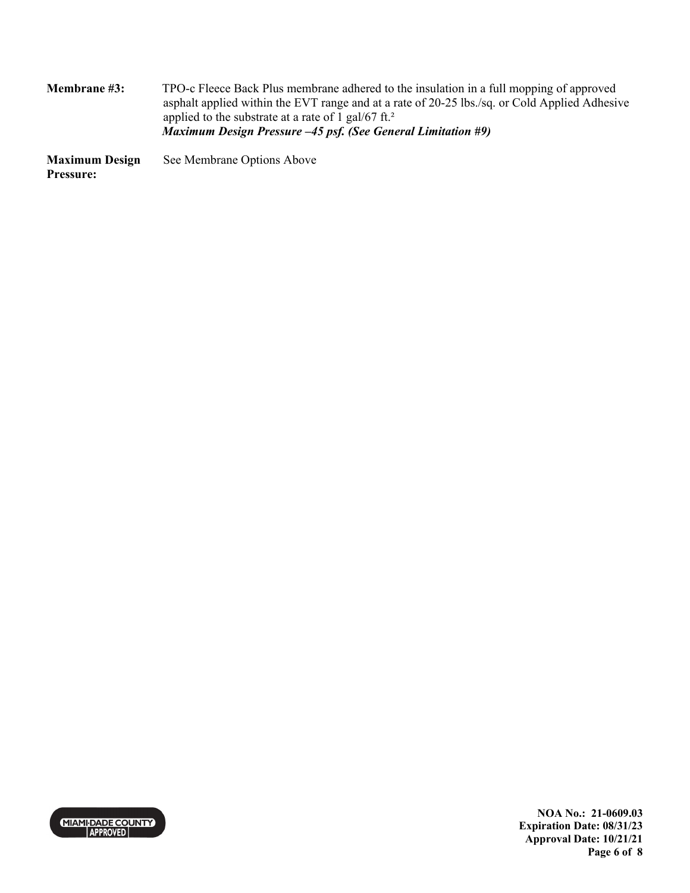**Membrane #3:** TPO-c Fleece Back Plus membrane adhered to the insulation in a full mopping of approved asphalt applied within the EVT range and at a rate of 20-25 lbs./sq. or Cold Applied Adhesive applied to the substrate at a rate of 1 gal/67 ft.²
***Maximum Design Pressure –45 psf. (See General Limitation #9)***

**Maximum Design Pressure:** See Membrane Options Above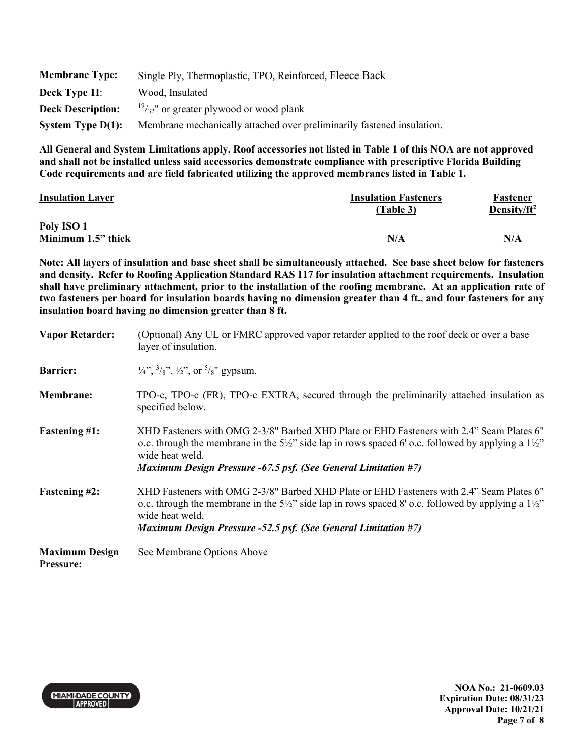**Membrane Type:** Single Ply, Thermoplastic, TPO, Reinforced, Fleece Back

**Deck Type 1I:** Wood, Insulated

**Deck Description:** $^{19}/_{32}$" or greater plywood or wood plank

**System Type D(1):** Membrane mechanically attached over preliminarily fastened insulation.

**All General and System Limitations apply. Roof accessories not listed in Table 1 of this NOA are not approved and shall not be installed unless said accessories demonstrate compliance with prescriptive Florida Building Code requirements and are field fabricated utilizing the approved membranes listed in Table 1.**

| Insulation Layer | Insulation Fasteners (Table 3) | Fastener Density/ft$^2$ |
|---|---|---|
| **Poly ISO 1** **Minimum 1.5" thick** | **N/A** | **N/A** |

**Note: All layers of insulation and base sheet shall be simultaneously attached. See base sheet below for fasteners and density. Refer to Roofing Application Standard RAS 117 for insulation attachment requirements. Insulation shall have preliminary attachment, prior to the installation of the roofing membrane. At an application rate of two fasteners per board for insulation boards having no dimension greater than 4 ft., and four fasteners for any insulation board having no dimension greater than 8 ft.**

**Vapor Retarder:** (Optional) Any UL or FMRC approved vapor retarder applied to the roof deck or over a base layer of insulation.

**Barrier:** ¼", $^{3}/_{8}$", ½", or $^{5}/_{8}$" gypsum.

**Membrane:** TPO-c, TPO-c (FR), TPO-c EXTRA, secured through the preliminarily attached insulation as specified below.

**Fastening #1:** XHD Fasteners with OMG 2-3/8" Barbed XHD Plate or EHD Fasteners with 2.4" Seam Plates 6" o.c. through the membrane in the 5½" side lap in rows spaced 6' o.c. followed by applying a 1½" wide heat weld.
***Maximum Design Pressure -67.5 psf. (See General Limitation #7)***

**Fastening #2:** XHD Fasteners with OMG 2-3/8" Barbed XHD Plate or EHD Fasteners with 2.4" Seam Plates 6" o.c. through the membrane in the 5½" side lap in rows spaced 8' o.c. followed by applying a 1½" wide heat weld.
***Maximum Design Pressure -52.5 psf. (See General Limitation #7)***

**Maximum Design Pressure:** See Membrane Options Above

NOA No.: 21-0609.03
Expiration Date: 08/31/23
Approval Date: 10/21/21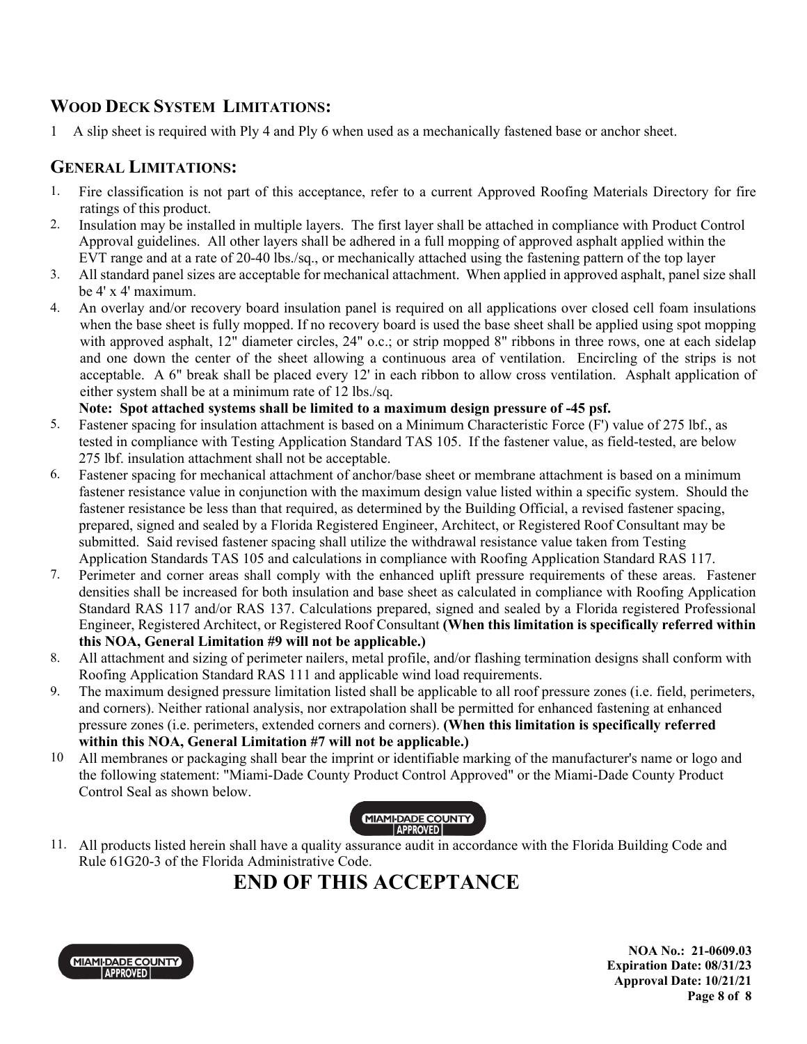## WOOD DECK SYSTEM LIMITATIONS:

1 A slip sheet is required with Ply 4 and Ply 6 when used as a mechanically fastened base or anchor sheet.

## GENERAL LIMITATIONS:

1. Fire classification is not part of this acceptance, refer to a current Approved Roofing Materials Directory for fire ratings of this product.
2. Insulation may be installed in multiple layers. The first layer shall be attached in compliance with Product Control Approval guidelines. All other layers shall be adhered in a full mopping of approved asphalt applied within the EVT range and at a rate of 20-40 lbs./sq., or mechanically attached using the fastening pattern of the top layer
3. All standard panel sizes are acceptable for mechanical attachment. When applied in approved asphalt, panel size shall be 4' x 4' maximum.
4. An overlay and/or recovery board insulation panel is required on all applications over closed cell foam insulations when the base sheet is fully mopped. If no recovery board is used the base sheet shall be applied using spot mopping with approved asphalt, 12" diameter circles, 24" o.c.; or strip mopped 8" ribbons in three rows, one at each sidelap and one down the center of the sheet allowing a continuous area of ventilation. Encircling of the strips is not acceptable. A 6" break shall be placed every 12' in each ribbon to allow cross ventilation. Asphalt application of either system shall be at a minimum rate of 12 lbs./sq.

   **Note: Spot attached systems shall be limited to a maximum design pressure of -45 psf.**
5. Fastener spacing for insulation attachment is based on a Minimum Characteristic Force (F') value of 275 lbf., as tested in compliance with Testing Application Standard TAS 105. If the fastener value, as field-tested, are below 275 lbf. insulation attachment shall not be acceptable.
6. Fastener spacing for mechanical attachment of anchor/base sheet or membrane attachment is based on a minimum fastener resistance value in conjunction with the maximum design value listed within a specific system. Should the fastener resistance be less than that required, as determined by the Building Official, a revised fastener spacing, prepared, signed and sealed by a Florida Registered Engineer, Architect, or Registered Roof Consultant may be submitted. Said revised fastener spacing shall utilize the withdrawal resistance value taken from Testing Application Standards TAS 105 and calculations in compliance with Roofing Application Standard RAS 117.
7. Perimeter and corner areas shall comply with the enhanced uplift pressure requirements of these areas. Fastener densities shall be increased for both insulation and base sheet as calculated in compliance with Roofing Application Standard RAS 117 and/or RAS 137. Calculations prepared, signed and sealed by a Florida registered Professional Engineer, Registered Architect, or Registered Roof Consultant **(When this limitation is specifically referred within this NOA, General Limitation #9 will not be applicable.)**
8. All attachment and sizing of perimeter nailers, metal profile, and/or flashing termination designs shall conform with Roofing Application Standard RAS 111 and applicable wind load requirements.
9. The maximum designed pressure limitation listed shall be applicable to all roof pressure zones (i.e. field, perimeters, and corners). Neither rational analysis, nor extrapolation shall be permitted for enhanced fastening at enhanced pressure zones (i.e. perimeters, extended corners and corners). **(When this limitation is specifically referred within this NOA, General Limitation #7 will not be applicable.)**
10. All membranes or packaging shall bear the imprint or identifiable marking of the manufacturer's name or logo and the following statement: "Miami-Dade County Product Control Approved" or the Miami-Dade County Product Control Seal as shown below.

   MIAMI-DADE COUNTY APPROVED
11. All products listed herein shall have a quality assurance audit in accordance with the Florida Building Code and Rule 61G20-3 of the Florida Administrative Code.

# END OF THIS ACCEPTANCE

MIAMI-DADE COUNTY APPROVED

**NOA No.: 21-0609.03**
**Expiration Date: 08/31/23**
**Approval Date: 10/21/21**